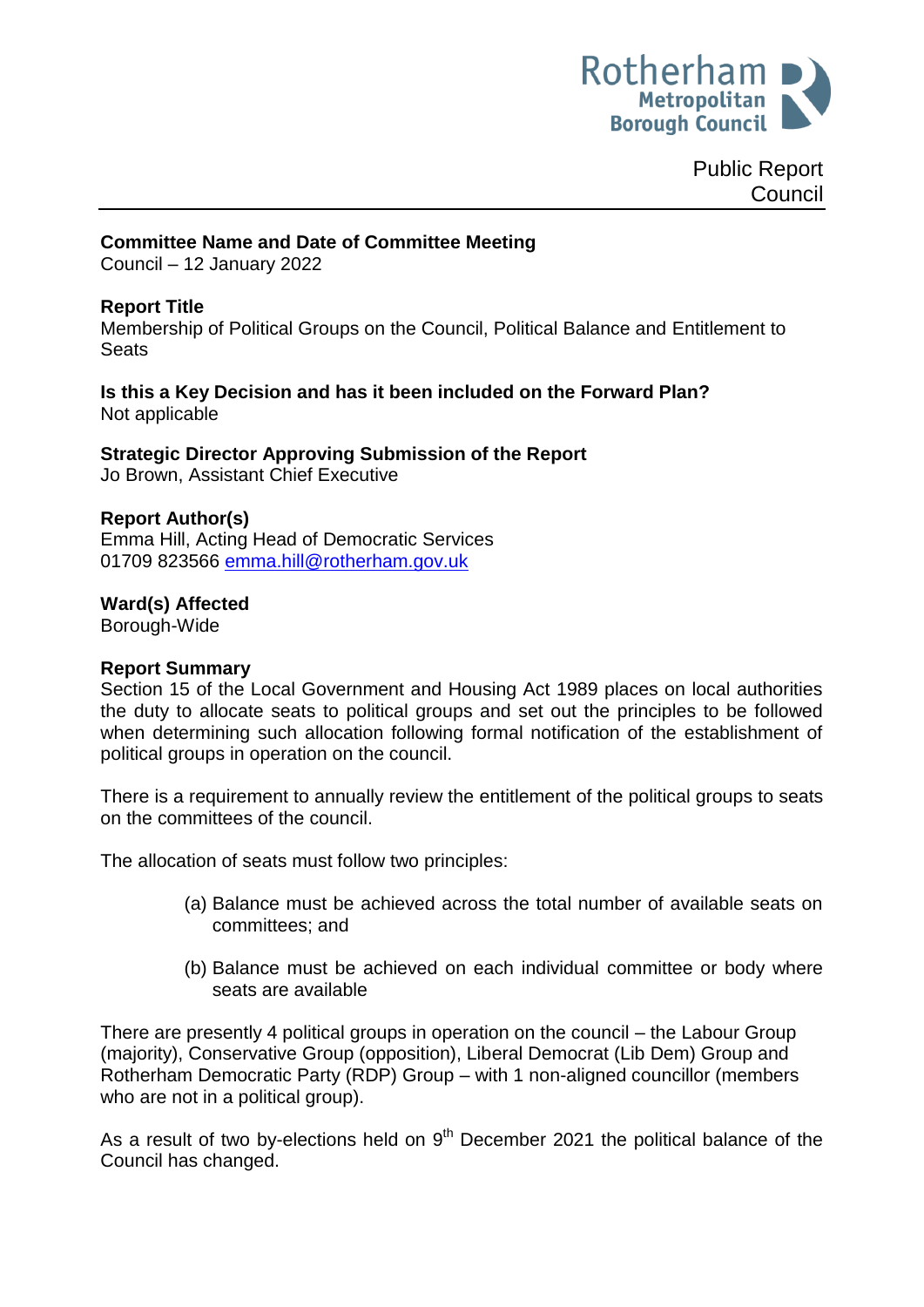Public Report
Council

**Committee Name and Date of Committee Meeting**
Council – 12 January 2022

**Report Title**
Membership of Political Groups on the Council, Political Balance and Entitlement to Seats

**Is this a Key Decision and has it been included on the Forward Plan?**
Not applicable

**Strategic Director Approving Submission of the Report**
Jo Brown, Assistant Chief Executive

**Report Author(s)**
Emma Hill, Acting Head of Democratic Services
01709 823566 emma.hill@rotherham.gov.uk

**Ward(s) Affected**
Borough-Wide

**Report Summary**
Section 15 of the Local Government and Housing Act 1989 places on local authorities the duty to allocate seats to political groups and set out the principles to be followed when determining such allocation following formal notification of the establishment of political groups in operation on the council.

There is a requirement to annually review the entitlement of the political groups to seats on the committees of the council.

The allocation of seats must follow two principles:

(a) Balance must be achieved across the total number of available seats on committees; and

(b) Balance must be achieved on each individual committee or body where seats are available

There are presently 4 political groups in operation on the council – the Labour Group (majority), Conservative Group (opposition), Liberal Democrat (Lib Dem) Group and Rotherham Democratic Party (RDP) Group – with 1 non-aligned councillor (members who are not in a political group).

As a result of two by-elections held on 9th December 2021 the political balance of the Council has changed.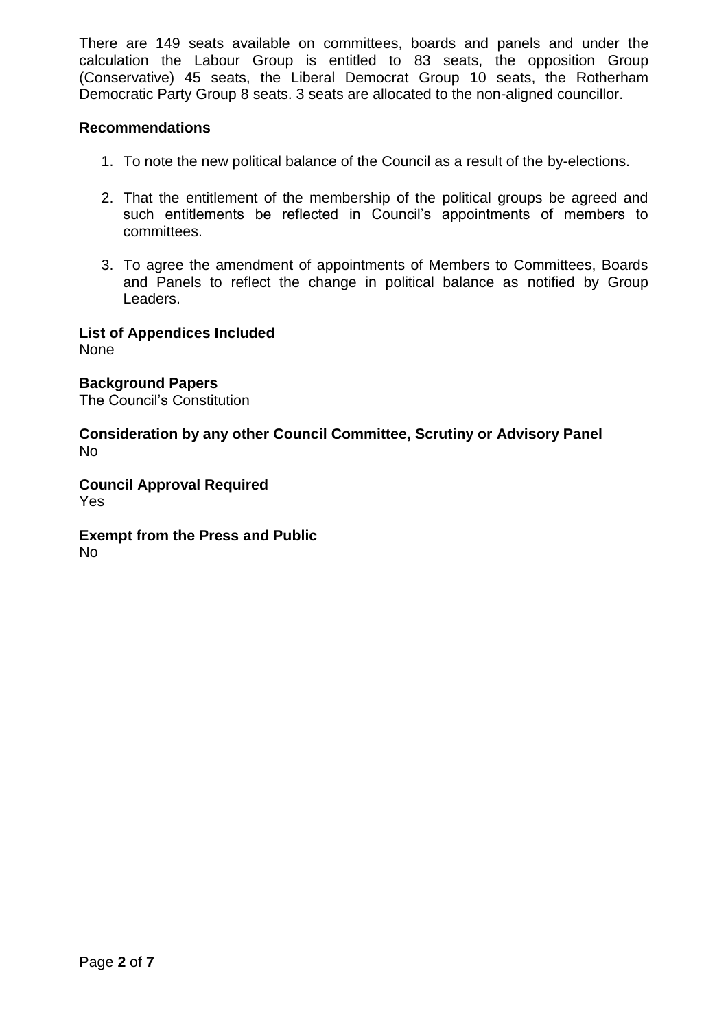There are 149 seats available on committees, boards and panels and under the calculation the Labour Group is entitled to 83 seats, the opposition Group (Conservative) 45 seats, the Liberal Democrat Group 10 seats, the Rotherham Democratic Party Group 8 seats. 3 seats are allocated to the non-aligned councillor.

**Recommendations**

1. To note the new political balance of the Council as a result of the by-elections.

2. That the entitlement of the membership of the political groups be agreed and such entitlements be reflected in Council's appointments of members to committees.

3. To agree the amendment of appointments of Members to Committees, Boards and Panels to reflect the change in political balance as notified by Group Leaders.

**List of Appendices Included**
None

**Background Papers**
The Council's Constitution

**Consideration by any other Council Committee, Scrutiny or Advisory Panel**
No

**Council Approval Required**
Yes

**Exempt from the Press and Public**
No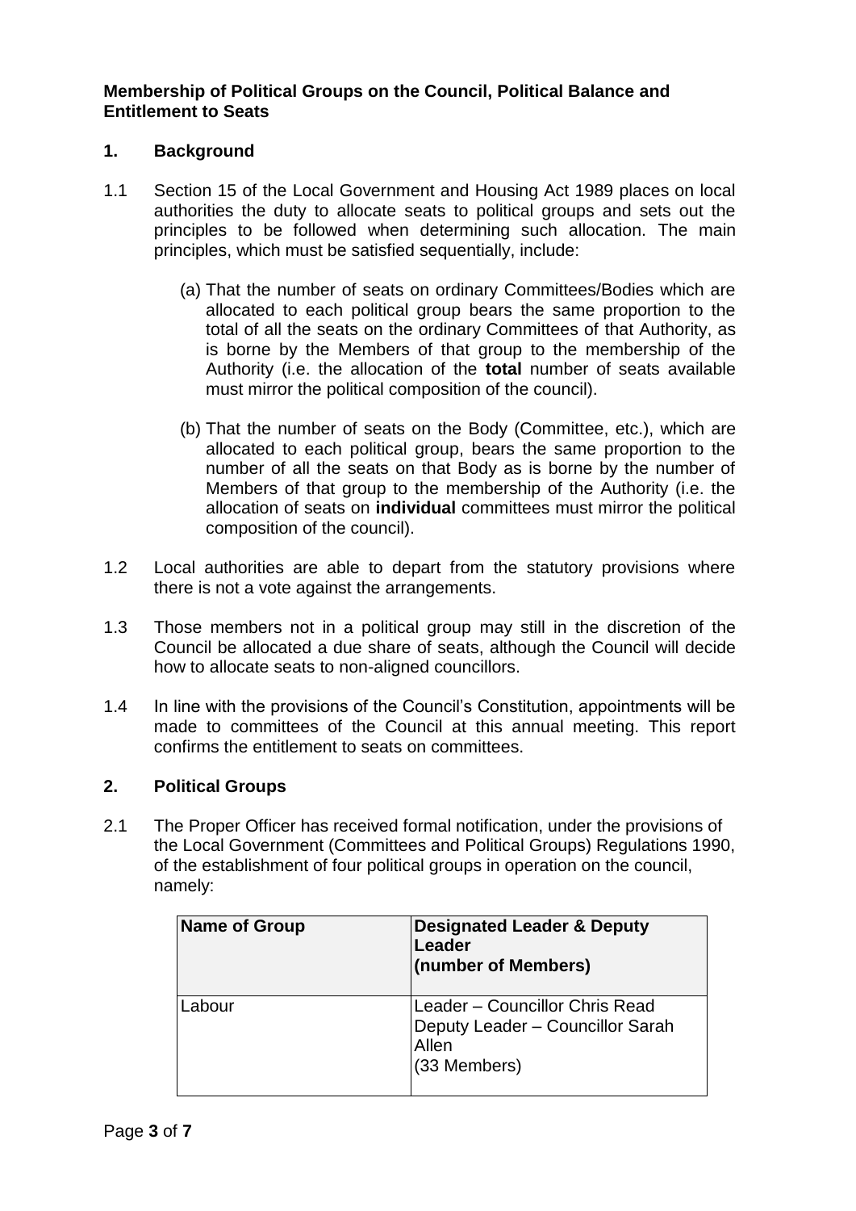**Membership of Political Groups on the Council, Political Balance and Entitlement to Seats**

## 1. Background

1.1 Section 15 of the Local Government and Housing Act 1989 places on local authorities the duty to allocate seats to political groups and sets out the principles to be followed when determining such allocation. The main principles, which must be satisfied sequentially, include:

(a) That the number of seats on ordinary Committees/Bodies which are allocated to each political group bears the same proportion to the total of all the seats on the ordinary Committees of that Authority, as is borne by the Members of that group to the membership of the Authority (i.e. the allocation of the **total** number of seats available must mirror the political composition of the council).

(b) That the number of seats on the Body (Committee, etc.), which are allocated to each political group, bears the same proportion to the number of all the seats on that Body as is borne by the number of Members of that group to the membership of the Authority (i.e. the allocation of seats on **individual** committees must mirror the political composition of the council).

1.2 Local authorities are able to depart from the statutory provisions where there is not a vote against the arrangements.

1.3 Those members not in a political group may still in the discretion of the Council be allocated a due share of seats, although the Council will decide how to allocate seats to non-aligned councillors.

1.4 In line with the provisions of the Council's Constitution, appointments will be made to committees of the Council at this annual meeting. This report confirms the entitlement to seats on committees.

## 2. Political Groups

2.1 The Proper Officer has received formal notification, under the provisions of the Local Government (Committees and Political Groups) Regulations 1990, of the establishment of four political groups in operation on the council, namely:

| Name of Group | Designated Leader & Deputy Leader (number of Members) |
|---|---|
| Labour | Leader – Councillor Chris Read<br>Deputy Leader – Councillor Sarah Allen<br>(33 Members) |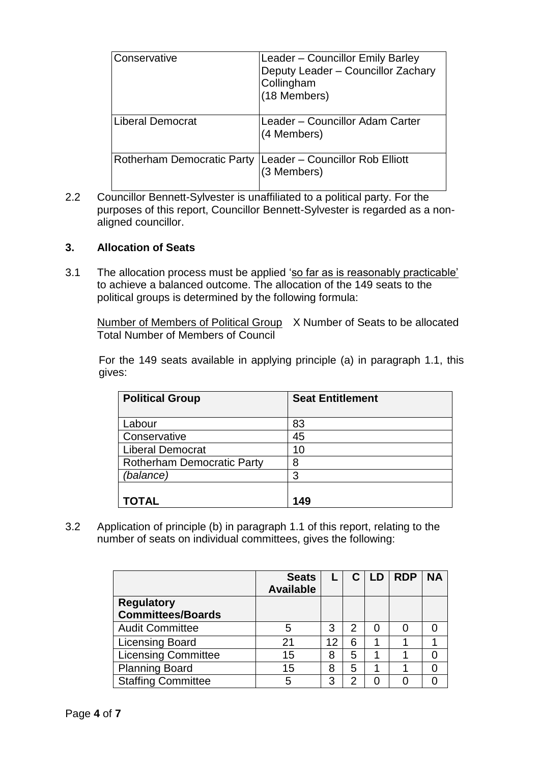| | |
|---|---|
| Conservative | Leader – Councillor Emily Barley<br>Deputy Leader – Councillor Zachary Collingham<br>(18 Members) |
| Liberal Democrat | Leader – Councillor Adam Carter<br>(4 Members) |
| Rotherham Democratic Party | Leader – Councillor Rob Elliott<br>(3 Members) |

2.2 Councillor Bennett-Sylvester is unaffiliated to a political party. For the purposes of this report, Councillor Bennett-Sylvester is regarded as a non-aligned councillor.

### 3. Allocation of Seats

3.1 The allocation process must be applied 'so far as is reasonably practicable' to achieve a balanced outcome. The allocation of the 149 seats to the political groups is determined by the following formula:

$$\frac{\text{Number of Members of Political Group}}{\text{Total Number of Members of Council}} \times \text{Number of Seats to be allocated}$$

For the 149 seats available in applying principle (a) in paragraph 1.1, this gives:

| Political Group | Seat Entitlement |
|---|---|
| Labour | 83 |
| Conservative | 45 |
| Liberal Democrat | 10 |
| Rotherham Democratic Party | 8 |
| *(balance)* | 3 |
| **TOTAL** | **149** |

3.2 Application of principle (b) in paragraph 1.1 of this report, relating to the number of seats on individual committees, gives the following:

| | Seats Available | L | C | LD | RDP | NA |
|---|---|---|---|---|---|---|
| **Regulatory Committees/Boards** | | | | | | |
| Audit Committee | 5 | 3 | 2 | 0 | 0 | 0 |
| Licensing Board | 21 | 12 | 6 | 1 | 1 | 1 |
| Licensing Committee | 15 | 8 | 5 | 1 | 1 | 0 |
| Planning Board | 15 | 8 | 5 | 1 | 1 | 0 |
| Staffing Committee | 5 | 3 | 2 | 0 | 0 | 0 |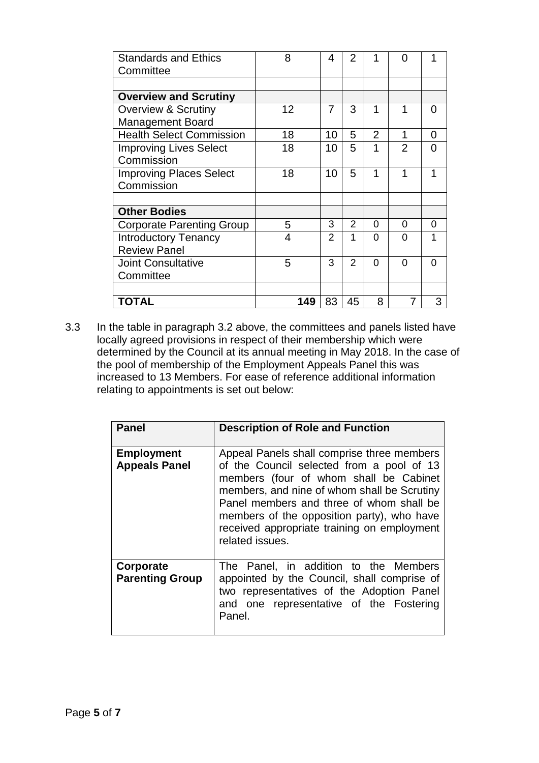| | | | | | | |
|---|---|---|---|---|---|---|
| Standards and Ethics Committee | 8 | 4 | 2 | 1 | 0 | 1 |
| | | | | | | |
| **Overview and Scrutiny** | | | | | | |
| Overview & Scrutiny Management Board | 12 | 7 | 3 | 1 | 1 | 0 |
| Health Select Commission | 18 | 10 | 5 | 2 | 1 | 0 |
| Improving Lives Select Commission | 18 | 10 | 5 | 1 | 2 | 0 |
| Improving Places Select Commission | 18 | 10 | 5 | 1 | 1 | 1 |
| | | | | | | |
| **Other Bodies** | | | | | | |
| Corporate Parenting Group | 5 | 3 | 2 | 0 | 0 | 0 |
| Introductory Tenancy Review Panel | 4 | 2 | 1 | 0 | 0 | 1 |
| Joint Consultative Committee | 5 | 3 | 2 | 0 | 0 | 0 |
| | | | | | | |
| **TOTAL** | **149** | 83 | 45 | 8 | 7 | 3 |

3.3 In the table in paragraph 3.2 above, the committees and panels listed have locally agreed provisions in respect of their membership which were determined by the Council at its annual meeting in May 2018. In the case of the pool of membership of the Employment Appeals Panel this was increased to 13 Members. For ease of reference additional information relating to appointments is set out below:

| Panel | Description of Role and Function |
|---|---|
| **Employment Appeals Panel** | Appeal Panels shall comprise three members of the Council selected from a pool of 13 members (four of whom shall be Cabinet members, and nine of whom shall be Scrutiny Panel members and three of whom shall be members of the opposition party), who have received appropriate training on employment related issues. |
| **Corporate Parenting Group** | The Panel, in addition to the Members appointed by the Council, shall comprise of two representatives of the Adoption Panel and one representative of the Fostering Panel. |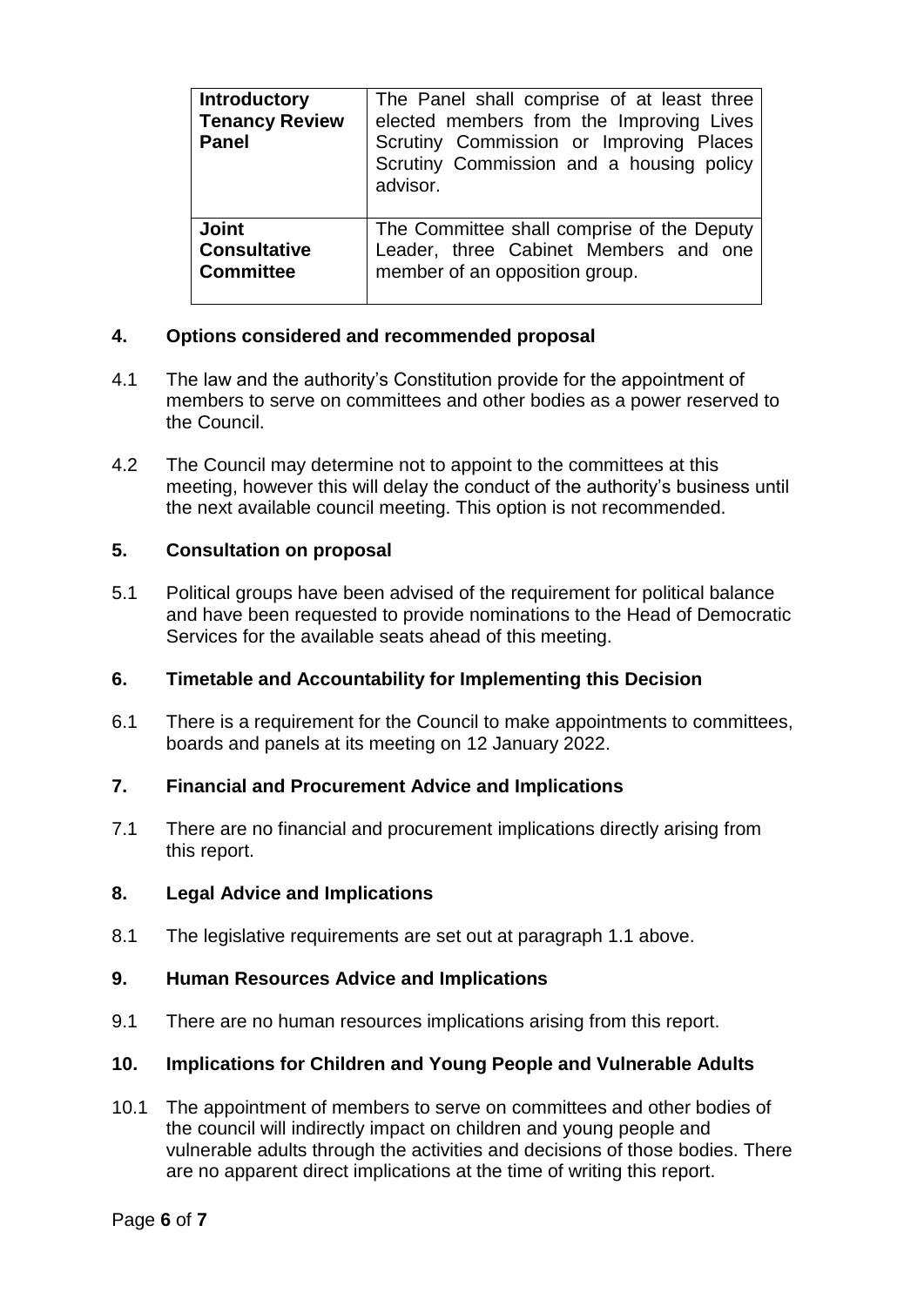| | |
|---|---|
| **Introductory Tenancy Review Panel** | The Panel shall comprise of at least three elected members from the Improving Lives Scrutiny Commission or Improving Places Scrutiny Commission and a housing policy advisor. |
| **Joint Consultative Committee** | The Committee shall comprise of the Deputy Leader, three Cabinet Members and one member of an opposition group. |

## 4. Options considered and recommended proposal

4.1 The law and the authority's Constitution provide for the appointment of members to serve on committees and other bodies as a power reserved to the Council.

4.2 The Council may determine not to appoint to the committees at this meeting, however this will delay the conduct of the authority's business until the next available council meeting. This option is not recommended.

## 5. Consultation on proposal

5.1 Political groups have been advised of the requirement for political balance and have been requested to provide nominations to the Head of Democratic Services for the available seats ahead of this meeting.

## 6. Timetable and Accountability for Implementing this Decision

6.1 There is a requirement for the Council to make appointments to committees, boards and panels at its meeting on 12 January 2022.

## 7. Financial and Procurement Advice and Implications

7.1 There are no financial and procurement implications directly arising from this report.

## 8. Legal Advice and Implications

8.1 The legislative requirements are set out at paragraph 1.1 above.

## 9. Human Resources Advice and Implications

9.1 There are no human resources implications arising from this report.

## 10. Implications for Children and Young People and Vulnerable Adults

10.1 The appointment of members to serve on committees and other bodies of the council will indirectly impact on children and young people and vulnerable adults through the activities and decisions of those bodies. There are no apparent direct implications at the time of writing this report.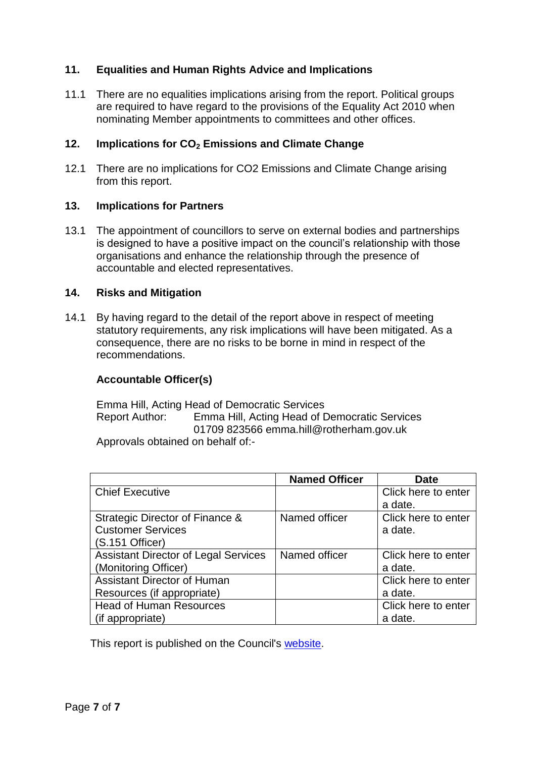## 11. Equalities and Human Rights Advice and Implications

11.1 There are no equalities implications arising from the report. Political groups are required to have regard to the provisions of the Equality Act 2010 when nominating Member appointments to committees and other offices.

## 12. Implications for $CO_2$ Emissions and Climate Change

12.1 There are no implications for CO2 Emissions and Climate Change arising from this report.

## 13. Implications for Partners

13.1 The appointment of councillors to serve on external bodies and partnerships is designed to have a positive impact on the council's relationship with those organisations and enhance the relationship through the presence of accountable and elected representatives.

## 14. Risks and Mitigation

14.1 By having regard to the detail of the report above in respect of meeting statutory requirements, any risk implications will have been mitigated. As a consequence, there are no risks to be borne in mind in respect of the recommendations.

**Accountable Officer(s)**

Emma Hill, Acting Head of Democratic Services
Report Author: Emma Hill, Acting Head of Democratic Services
01709 823566 emma.hill@rotherham.gov.uk
Approvals obtained on behalf of:-

| | Named Officer | Date |
|---|---|---|
| Chief Executive | | Click here to enter a date. |
| Strategic Director of Finance & Customer Services (S.151 Officer) | Named officer | Click here to enter a date. |
| Assistant Director of Legal Services (Monitoring Officer) | Named officer | Click here to enter a date. |
| Assistant Director of Human Resources (if appropriate) | | Click here to enter a date. |
| Head of Human Resources (if appropriate) | | Click here to enter a date. |

This report is published on the Council's website.